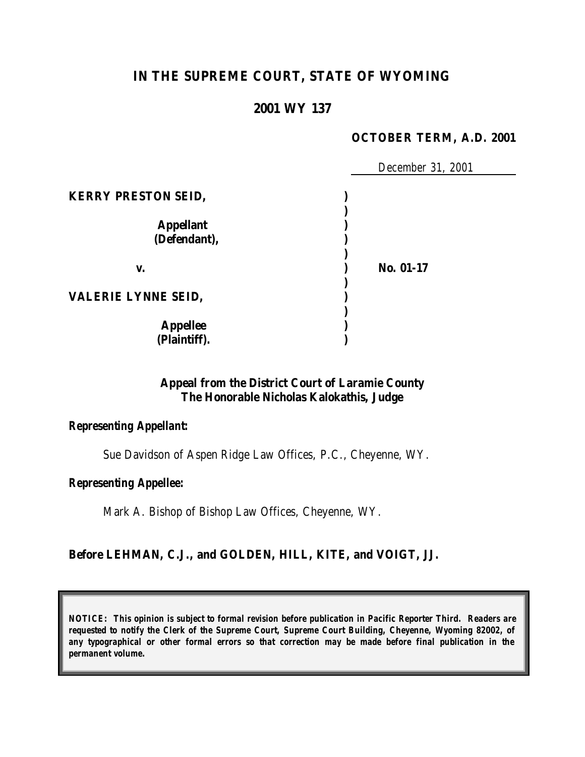# IN THE SUPREME COURT, STATE OF WYOMING

## 2001 WY 137

**OCTOBER TERM, A.D. 2001**

December 31, 2001

| | | |
|---|---|---|
| **KERRY PRESTON SEID,** | ) | |
| | ) | |
| **Appellant (Defendant),** | ) | |
| | ) | |
| **v.** | ) | **No. 01-17** |
| | ) | |
| **VALERIE LYNNE SEID,** | ) | |
| | ) | |
| **Appellee (Plaintiff).** | ) | |

**Appeal from the District Court of Laramie County**
**The Honorable Nicholas Kalokathis, Judge**

***Representing Appellant:***

Sue Davidson of Aspen Ridge Law Offices, P.C., Cheyenne, WY.

***Representing Appellee:***

Mark A. Bishop of Bishop Law Offices, Cheyenne, WY.

**Before LEHMAN, C.J., and GOLDEN, HILL, KITE, and VOIGT, JJ.**

***NOTICE: This opinion is subject to formal revision before publication in Pacific Reporter Third. Readers are requested to notify the Clerk of the Supreme Court, Supreme Court Building, Cheyenne, Wyoming 82002, of any typographical or other formal errors so that correction may be made before final publication in the permanent volume.***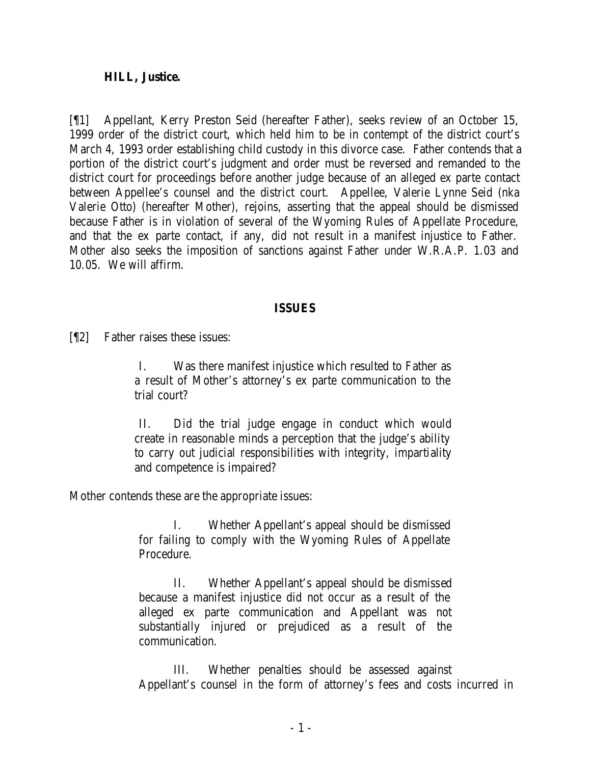**HILL, Justice.**

[¶1] Appellant, Kerry Preston Seid (hereafter Father), seeks review of an October 15, 1999 order of the district court, which held him to be in contempt of the district court's March 4, 1993 order establishing child custody in this divorce case. Father contends that a portion of the district court's judgment and order must be reversed and remanded to the district court for proceedings before another judge because of an alleged ex parte contact between Appellee's counsel and the district court. Appellee, Valerie Lynne Seid (nka Valerie Otto) (hereafter Mother), rejoins, asserting that the appeal should be dismissed because Father is in violation of several of the Wyoming Rules of Appellate Procedure, and that the ex parte contact, if any, did not result in a manifest injustice to Father. Mother also seeks the imposition of sanctions against Father under W.R.A.P. 1.03 and 10.05. We will affirm.

## ISSUES

[¶2] Father raises these issues:

> I. Was there manifest injustice which resulted to Father as a result of Mother's attorney's ex parte communication to the trial court?
>
> II. Did the trial judge engage in conduct which would create in reasonable minds a perception that the judge's ability to carry out judicial responsibilities with integrity, impartiality and competence is impaired?

Mother contends these are the appropriate issues:

> I. Whether Appellant's appeal should be dismissed for failing to comply with the Wyoming Rules of Appellate Procedure.
>
> II. Whether Appellant's appeal should be dismissed because a manifest injustice did not occur as a result of the alleged ex parte communication and Appellant was not substantially injured or prejudiced as a result of the communication.
>
> III. Whether penalties should be assessed against Appellant's counsel in the form of attorney's fees and costs incurred in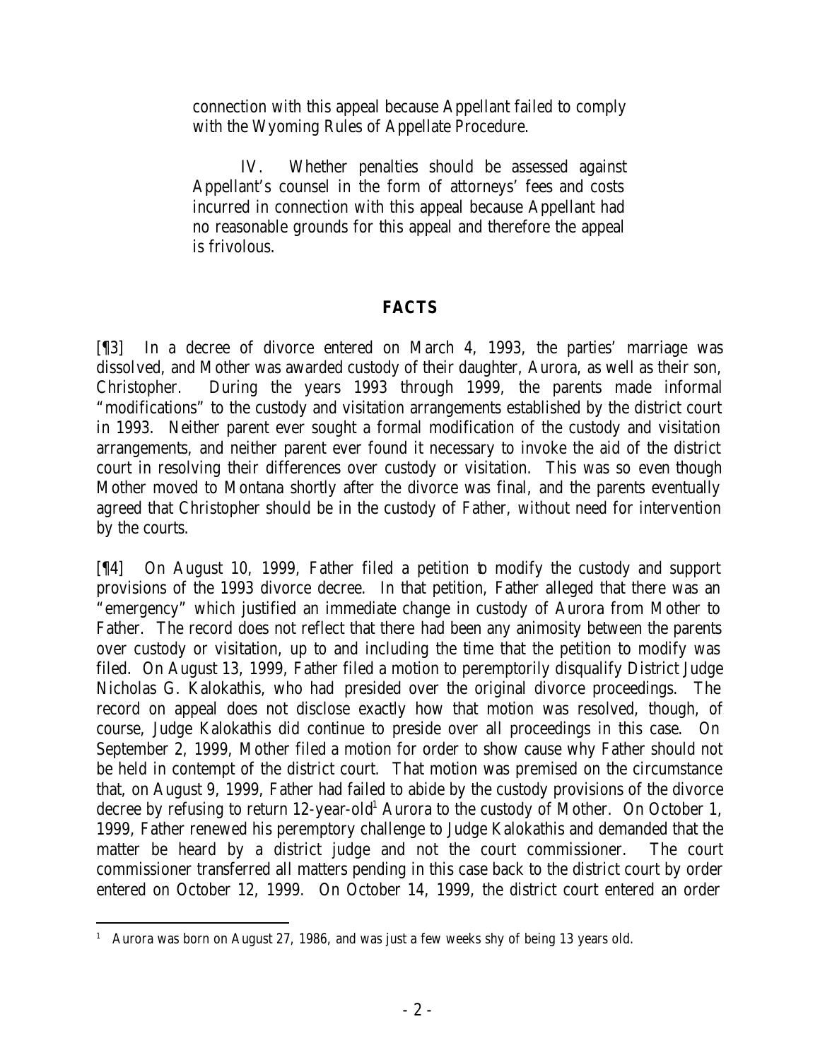connection with this appeal because Appellant failed to comply with the Wyoming Rules of Appellate Procedure.

IV. Whether penalties should be assessed against Appellant's counsel in the form of attorneys' fees and costs incurred in connection with this appeal because Appellant had no reasonable grounds for this appeal and therefore the appeal is frivolous.

## FACTS

[¶3] In a decree of divorce entered on March 4, 1993, the parties' marriage was dissolved, and Mother was awarded custody of their daughter, Aurora, as well as their son, Christopher. During the years 1993 through 1999, the parents made informal "modifications" to the custody and visitation arrangements established by the district court in 1993. Neither parent ever sought a formal modification of the custody and visitation arrangements, and neither parent ever found it necessary to invoke the aid of the district court in resolving their differences over custody or visitation. This was so even though Mother moved to Montana shortly after the divorce was final, and the parents eventually agreed that Christopher should be in the custody of Father, without need for intervention by the courts.

[¶4] On August 10, 1999, Father filed a petition to modify the custody and support provisions of the 1993 divorce decree. In that petition, Father alleged that there was an "emergency" which justified an immediate change in custody of Aurora from Mother to Father. The record does not reflect that there had been any animosity between the parents over custody or visitation, up to and including the time that the petition to modify was filed. On August 13, 1999, Father filed a motion to peremptorily disqualify District Judge Nicholas G. Kalokathis, who had presided over the original divorce proceedings. The record on appeal does not disclose exactly how that motion was resolved, though, of course, Judge Kalokathis did continue to preside over all proceedings in this case. On September 2, 1999, Mother filed a motion for order to show cause why Father should not be held in contempt of the district court. That motion was premised on the circumstance that, on August 9, 1999, Father had failed to abide by the custody provisions of the divorce decree by refusing to return 12-year-old[1] Aurora to the custody of Mother. On October 1, 1999, Father renewed his peremptory challenge to Judge Kalokathis and demanded that the matter be heard by a district judge and not the court commissioner. The court commissioner transferred all matters pending in this case back to the district court by order entered on October 12, 1999. On October 14, 1999, the district court entered an order

[1] Aurora was born on August 27, 1986, and was just a few weeks shy of being 13 years old.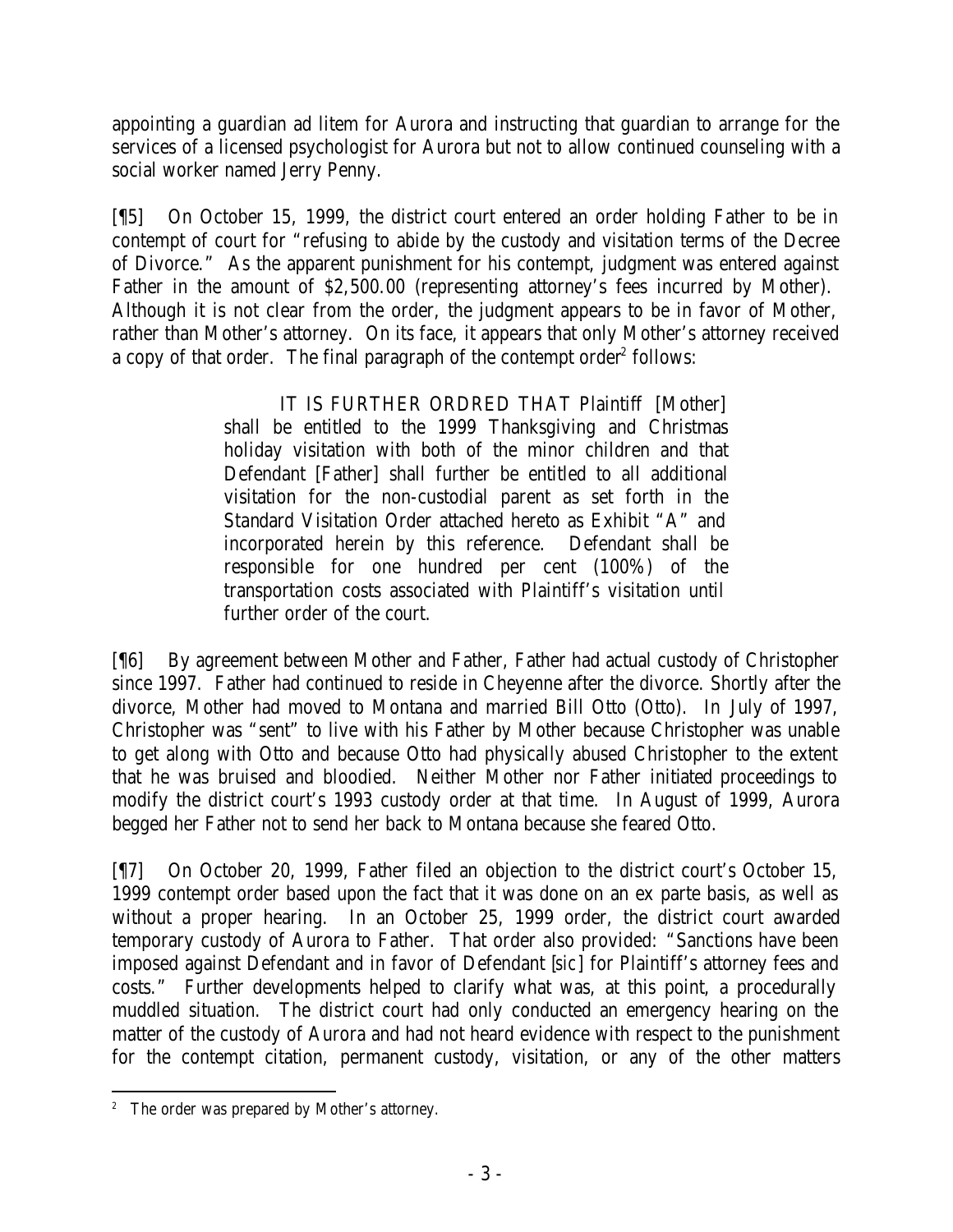appointing a guardian ad litem for Aurora and instructing that guardian to arrange for the services of a licensed psychologist for Aurora but not to allow continued counseling with a social worker named Jerry Penny.

[¶5] On October 15, 1999, the district court entered an order holding Father to be in contempt of court for "refusing to abide by the custody and visitation terms of the Decree of Divorce." As the apparent punishment for his contempt, judgment was entered against Father in the amount of $2,500.00 (representing attorney's fees incurred by Mother). Although it is not clear from the order, the judgment appears to be in favor of Mother, rather than Mother's attorney. On its face, it appears that only Mother's attorney received a copy of that order. The final paragraph of the contempt order[2] follows:

> IT IS FURTHER ORDRED THAT Plaintiff [Mother] shall be entitled to the 1999 Thanksgiving and Christmas holiday visitation with both of the minor children and that Defendant [Father] shall further be entitled to all additional visitation for the non-custodial parent as set forth in the Standard Visitation Order attached hereto as Exhibit "A" and incorporated herein by this reference. Defendant shall be responsible for one hundred per cent (100%) of the transportation costs associated with Plaintiff's visitation until further order of the court.

[¶6] By agreement between Mother and Father, Father had actual custody of Christopher since 1997. Father had continued to reside in Cheyenne after the divorce. Shortly after the divorce, Mother had moved to Montana and married Bill Otto (Otto). In July of 1997, Christopher was "sent" to live with his Father by Mother because Christopher was unable to get along with Otto and because Otto had physically abused Christopher to the extent that he was bruised and bloodied. Neither Mother nor Father initiated proceedings to modify the district court's 1993 custody order at that time. In August of 1999, Aurora begged her Father not to send her back to Montana because she feared Otto.

[¶7] On October 20, 1999, Father filed an objection to the district court's October 15, 1999 contempt order based upon the fact that it was done on an ex parte basis, as well as without a proper hearing. In an October 25, 1999 order, the district court awarded temporary custody of Aurora to Father. That order also provided: "Sanctions have been imposed against Defendant and in favor of Defendant [*sic*] for Plaintiff's attorney fees and costs." Further developments helped to clarify what was, at this point, a procedurally muddled situation. The district court had only conducted an emergency hearing on the matter of the custody of Aurora and had not heard evidence with respect to the punishment for the contempt citation, permanent custody, visitation, or any of the other matters

[2] The order was prepared by Mother's attorney.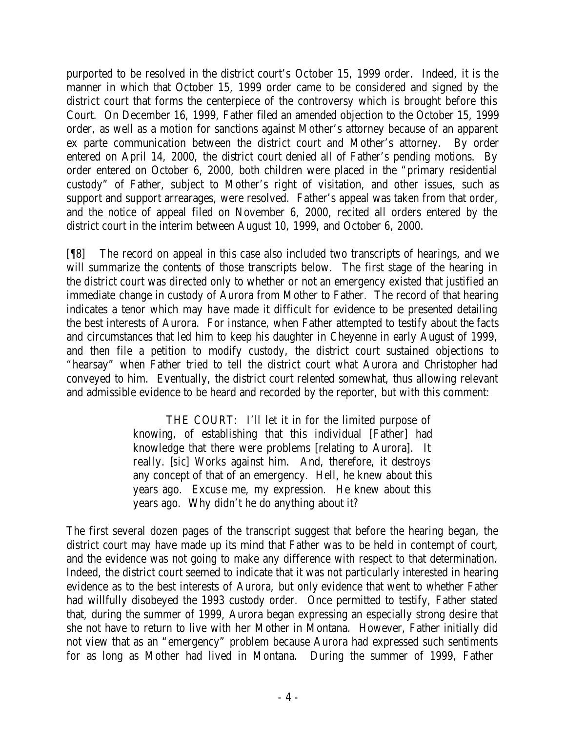purported to be resolved in the district court's October 15, 1999 order. Indeed, it is the manner in which that October 15, 1999 order came to be considered and signed by the district court that forms the centerpiece of the controversy which is brought before this Court. On December 16, 1999, Father filed an amended objection to the October 15, 1999 order, as well as a motion for sanctions against Mother's attorney because of an apparent ex parte communication between the district court and Mother's attorney. By order entered on April 14, 2000, the district court denied all of Father's pending motions. By order entered on October 6, 2000, both children were placed in the "primary residential custody" of Father, subject to Mother's right of visitation, and other issues, such as support and support arrearages, were resolved. Father's appeal was taken from that order, and the notice of appeal filed on November 6, 2000, recited all orders entered by the district court in the interim between August 10, 1999, and October 6, 2000.

[¶8] The record on appeal in this case also included two transcripts of hearings, and we will summarize the contents of those transcripts below. The first stage of the hearing in the district court was directed only to whether or not an emergency existed that justified an immediate change in custody of Aurora from Mother to Father. The record of that hearing indicates a tenor which may have made it difficult for evidence to be presented detailing the best interests of Aurora. For instance, when Father attempted to testify about the facts and circumstances that led him to keep his daughter in Cheyenne in early August of 1999, and then file a petition to modify custody, the district court sustained objections to "hearsay" when Father tried to tell the district court what Aurora and Christopher had conveyed to him. Eventually, the district court relented somewhat, thus allowing relevant and admissible evidence to be heard and recorded by the reporter, but with this comment:

> THE COURT: I'll let it in for the limited purpose of knowing, of establishing that this individual [Father] had knowledge that there were problems [relating to Aurora]. It really. [*sic*] Works against him. And, therefore, it destroys any concept of that of an emergency. Hell, he knew about this years ago. Excuse me, my expression. He knew about this years ago. Why didn't he do anything about it?

The first several dozen pages of the transcript suggest that before the hearing began, the district court may have made up its mind that Father was to be held in contempt of court, and the evidence was not going to make any difference with respect to that determination. Indeed, the district court seemed to indicate that it was not particularly interested in hearing evidence as to the best interests of Aurora, but only evidence that went to whether Father had willfully disobeyed the 1993 custody order. Once permitted to testify, Father stated that, during the summer of 1999, Aurora began expressing an especially strong desire that she not have to return to live with her Mother in Montana. However, Father initially did not view that as an "emergency" problem because Aurora had expressed such sentiments for as long as Mother had lived in Montana. During the summer of 1999, Father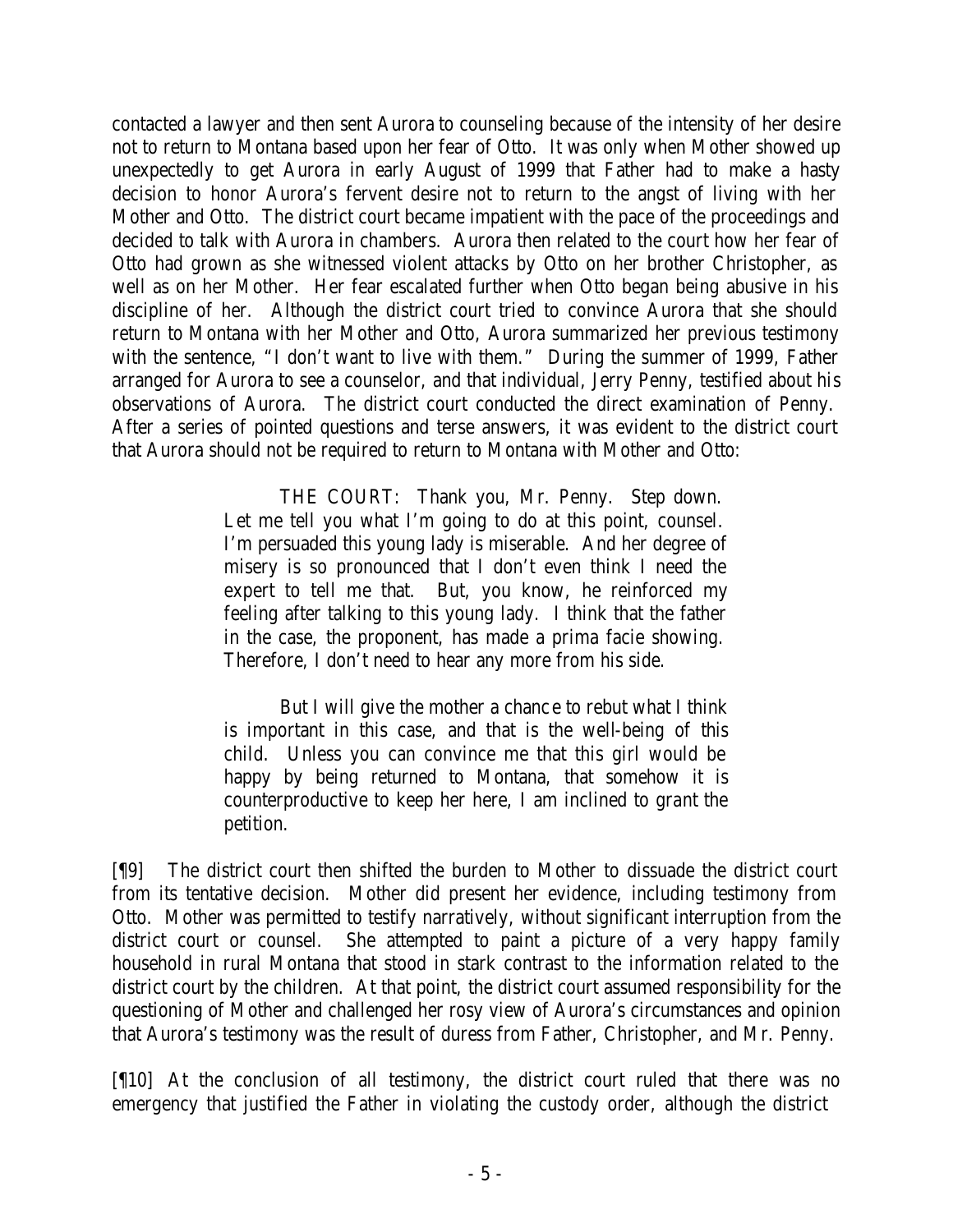contacted a lawyer and then sent Aurora to counseling because of the intensity of her desire not to return to Montana based upon her fear of Otto. It was only when Mother showed up unexpectedly to get Aurora in early August of 1999 that Father had to make a hasty decision to honor Aurora's fervent desire not to return to the angst of living with her Mother and Otto. The district court became impatient with the pace of the proceedings and decided to talk with Aurora in chambers. Aurora then related to the court how her fear of Otto had grown as she witnessed violent attacks by Otto on her brother Christopher, as well as on her Mother. Her fear escalated further when Otto began being abusive in his discipline of her. Although the district court tried to convince Aurora that she should return to Montana with her Mother and Otto, Aurora summarized her previous testimony with the sentence, "I don't want to live with them." During the summer of 1999, Father arranged for Aurora to see a counselor, and that individual, Jerry Penny, testified about his observations of Aurora. The district court conducted the direct examination of Penny. After a series of pointed questions and terse answers, it was evident to the district court that Aurora should not be required to return to Montana with Mother and Otto:

> THE COURT: Thank you, Mr. Penny. Step down. Let me tell you what I'm going to do at this point, counsel. I'm persuaded this young lady is miserable. And her degree of misery is so pronounced that I don't even think I need the expert to tell me that. But, you know, he reinforced my feeling after talking to this young lady. I think that the father in the case, the proponent, has made a prima facie showing. Therefore, I don't need to hear any more from his side.
>
> But I will give the mother a chance to rebut what I think is important in this case, and that is the well-being of this child. Unless you can convince me that this girl would be happy by being returned to Montana, that somehow it is counterproductive to keep her here, I am inclined to grant the petition.

[¶9] The district court then shifted the burden to Mother to dissuade the district court from its tentative decision. Mother did present her evidence, including testimony from Otto. Mother was permitted to testify narratively, without significant interruption from the district court or counsel. She attempted to paint a picture of a very happy family household in rural Montana that stood in stark contrast to the information related to the district court by the children. At that point, the district court assumed responsibility for the questioning of Mother and challenged her rosy view of Aurora's circumstances and opinion that Aurora's testimony was the result of duress from Father, Christopher, and Mr. Penny.

[¶10] At the conclusion of all testimony, the district court ruled that there was no emergency that justified the Father in violating the custody order, although the district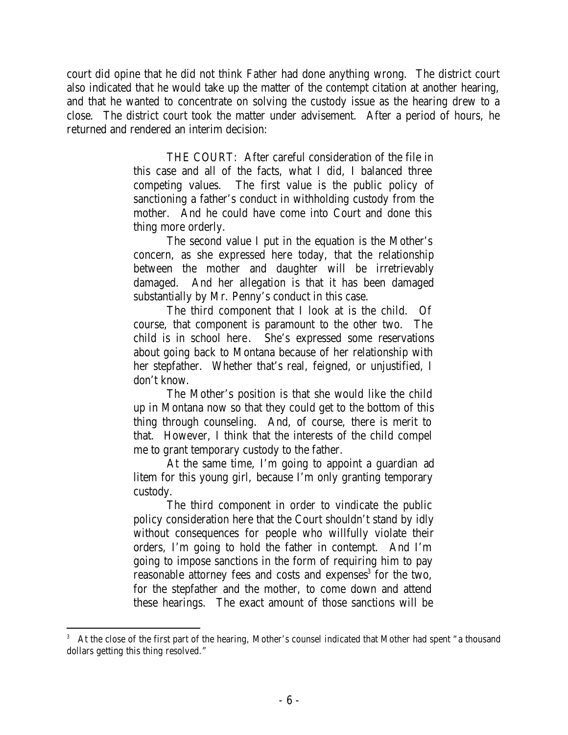court did opine that he did not think Father had done anything wrong. The district court also indicated that he would take up the matter of the contempt citation at another hearing, and that he wanted to concentrate on solving the custody issue as the hearing drew to a close. The district court took the matter under advisement. After a period of hours, he returned and rendered an interim decision:

> THE COURT: After careful consideration of the file in this case and all of the facts, what I did, I balanced three competing values. The first value is the public policy of sanctioning a father's conduct in withholding custody from the mother. And he could have come into Court and done this thing more orderly.
>
> The second value I put in the equation is the Mother's concern, as she expressed here today, that the relationship between the mother and daughter will be irretrievably damaged. And her allegation is that it has been damaged substantially by Mr. Penny's conduct in this case.
>
> The third component that I look at is the child. Of course, that component is paramount to the other two. The child is in school here. She's expressed some reservations about going back to Montana because of her relationship with her stepfather. Whether that's real, feigned, or unjustified, I don't know.
>
> The Mother's position is that she would like the child up in Montana now so that they could get to the bottom of this thing through counseling. And, of course, there is merit to that. However, I think that the interests of the child compel me to grant temporary custody to the father.
>
> At the same time, I'm going to appoint a guardian ad litem for this young girl, because I'm only granting temporary custody.
>
> The third component in order to vindicate the public policy consideration here that the Court shouldn't stand by idly without consequences for people who willfully violate their orders, I'm going to hold the father in contempt. And I'm going to impose sanctions in the form of requiring him to pay reasonable attorney fees and costs and expenses[3] for the two, for the stepfather and the mother, to come down and attend these hearings. The exact amount of those sanctions will be

[3] At the close of the first part of the hearing, Mother's counsel indicated that Mother had spent "a thousand dollars getting this thing resolved."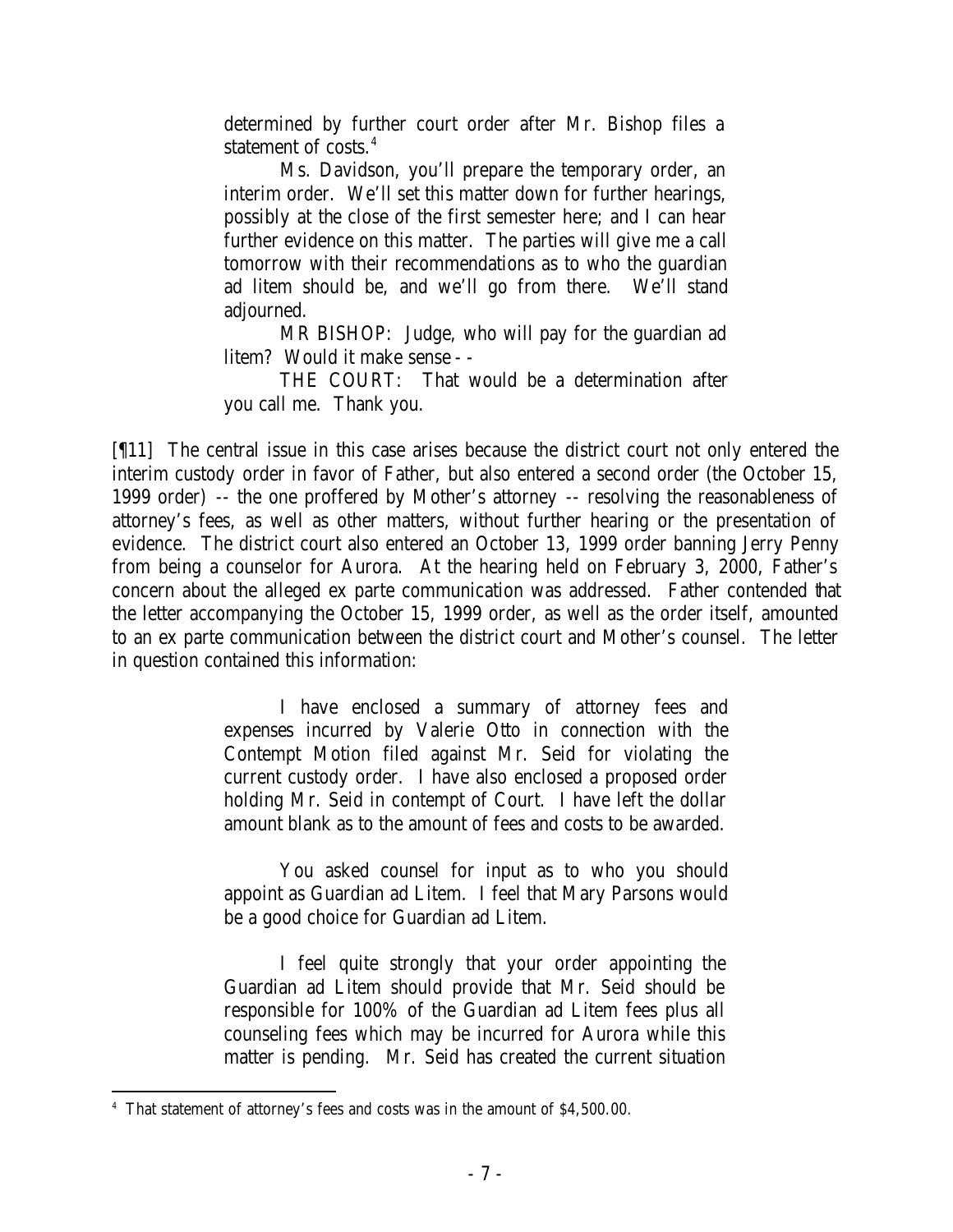> determined by further court order after Mr. Bishop files a statement of costs.[4]
>
> Ms. Davidson, you'll prepare the temporary order, an interim order. We'll set this matter down for further hearings, possibly at the close of the first semester here; and I can hear further evidence on this matter. The parties will give me a call tomorrow with their recommendations as to who the guardian ad litem should be, and we'll go from there. We'll stand adjourned.
>
> MR BISHOP: Judge, who will pay for the guardian ad litem? Would it make sense - -
>
> THE COURT: That would be a determination after you call me. Thank you.

[¶11] The central issue in this case arises because the district court not only entered the interim custody order in favor of Father, but also entered a second order (the October 15, 1999 order) -- the one proffered by Mother's attorney -- resolving the reasonableness of attorney's fees, as well as other matters, without further hearing or the presentation of evidence. The district court also entered an October 13, 1999 order banning Jerry Penny from being a counselor for Aurora. At the hearing held on February 3, 2000, Father's concern about the alleged ex parte communication was addressed. Father contended that the letter accompanying the October 15, 1999 order, as well as the order itself, amounted to an ex parte communication between the district court and Mother's counsel. The letter in question contained this information:

> I have enclosed a summary of attorney fees and expenses incurred by Valerie Otto in connection with the Contempt Motion filed against Mr. Seid for violating the current custody order. I have also enclosed a proposed order holding Mr. Seid in contempt of Court. I have left the dollar amount blank as to the amount of fees and costs to be awarded.
>
> You asked counsel for input as to who you should appoint as Guardian ad Litem. I feel that Mary Parsons would be a good choice for Guardian ad Litem.
>
> I feel quite strongly that your order appointing the Guardian ad Litem should provide that Mr. Seid should be responsible for 100% of the Guardian ad Litem fees plus all counseling fees which may be incurred for Aurora while this matter is pending. Mr. Seid has created the current situation

---

[4] That statement of attorney's fees and costs was in the amount of $4,500.00.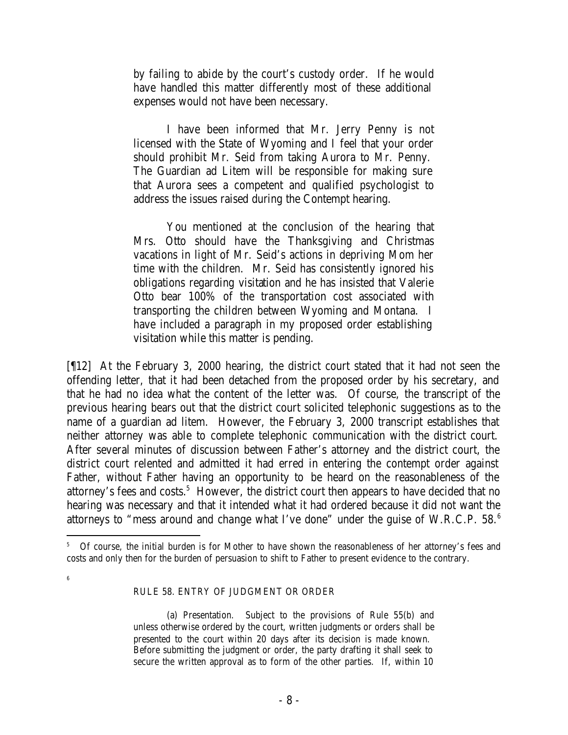> by failing to abide by the court's custody order. If he would have handled this matter differently most of these additional expenses would not have been necessary.
>
> I have been informed that Mr. Jerry Penny is not licensed with the State of Wyoming and I feel that your order should prohibit Mr. Seid from taking Aurora to Mr. Penny. The Guardian ad Litem will be responsible for making sure that Aurora sees a competent and qualified psychologist to address the issues raised during the Contempt hearing.
>
> You mentioned at the conclusion of the hearing that Mrs. Otto should have the Thanksgiving and Christmas vacations in light of Mr. Seid's actions in depriving Mom her time with the children. Mr. Seid has consistently ignored his obligations regarding visitation and he has insisted that Valerie Otto bear 100% of the transportation cost associated with transporting the children between Wyoming and Montana. I have included a paragraph in my proposed order establishing visitation while this matter is pending.

[¶12] At the February 3, 2000 hearing, the district court stated that it had not seen the offending letter, that it had been detached from the proposed order by his secretary, and that he had no idea what the content of the letter was. Of course, the transcript of the previous hearing bears out that the district court solicited telephonic suggestions as to the name of a guardian ad litem. However, the February 3, 2000 transcript establishes that neither attorney was able to complete telephonic communication with the district court. After several minutes of discussion between Father's attorney and the district court, the district court relented and admitted it had erred in entering the contempt order against Father, without Father having an opportunity to be heard on the reasonableness of the attorney's fees and costs.[5] However, the district court then appears to have decided that no hearing was necessary and that it intended what it had ordered because it did not want the attorneys to "mess around and change what I've done" under the guise of W.R.C.P. 58.[6]

---

[5] Of course, the initial burden is for Mother to have shown the reasonableness of her attorney's fees and costs and only then for the burden of persuasion to shift to Father to present evidence to the contrary.

[6]

> RULE 58. ENTRY OF JUDGMENT OR ORDER
>
> (a) Presentation. Subject to the provisions of Rule 55(b) and unless otherwise ordered by the court, written judgments or orders shall be presented to the court within 20 days after its decision is made known. Before submitting the judgment or order, the party drafting it shall seek to secure the written approval as to form of the other parties. If, within 10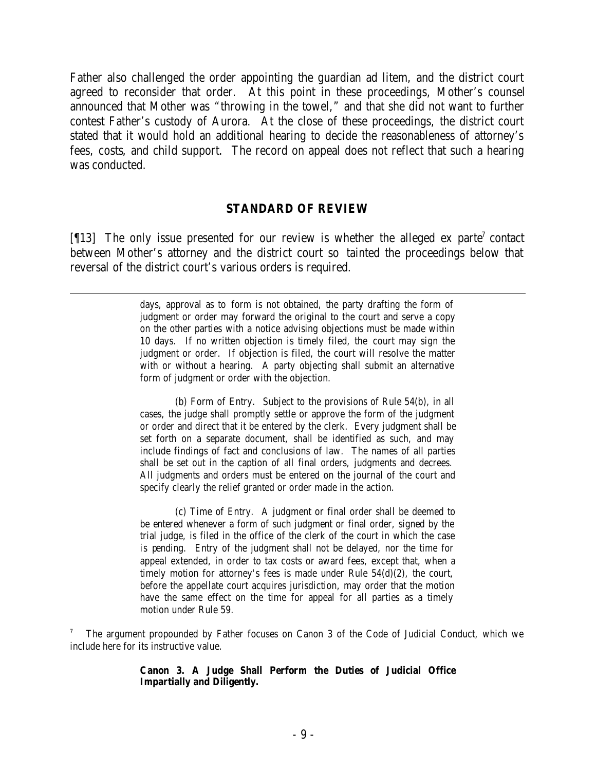Father also challenged the order appointing the guardian ad litem, and the district court agreed to reconsider that order. At this point in these proceedings, Mother's counsel announced that Mother was "throwing in the towel," and that she did not want to further contest Father's custody of Aurora. At the close of these proceedings, the district court stated that it would hold an additional hearing to decide the reasonableness of attorney's fees, costs, and child support. The record on appeal does not reflect that such a hearing was conducted.

## STANDARD OF REVIEW

[¶13] The only issue presented for our review is whether the alleged ex parte[7] contact between Mother's attorney and the district court so tainted the proceedings below that reversal of the district court's various orders is required.

---

> days, approval as to form is not obtained, the party drafting the form of judgment or order may forward the original to the court and serve a copy on the other parties with a notice advising objections must be made within 10 days. If no written objection is timely filed, the court may sign the judgment or order. If objection is filed, the court will resolve the matter with or without a hearing. A party objecting shall submit an alternative form of judgment or order with the objection.
>
> (b) Form of Entry. Subject to the provisions of Rule 54(b), in all cases, the judge shall promptly settle or approve the form of the judgment or order and direct that it be entered by the clerk. Every judgment shall be set forth on a separate document, shall be identified as such, and may include findings of fact and conclusions of law. The names of all parties shall be set out in the caption of all final orders, judgments and decrees. All judgments and orders must be entered on the journal of the court and specify clearly the relief granted or order made in the action.
>
> (c) Time of Entry. A judgment or final order shall be deemed to be entered whenever a form of such judgment or final order, signed by the trial judge, is filed in the office of the clerk of the court in which the case is pending. Entry of the judgment shall not be delayed, nor the time for appeal extended, in order to tax costs or award fees, except that, when a timely motion for attorney's fees is made under Rule 54(d)(2), the court, before the appellate court acquires jurisdiction, may order that the motion have the same effect on the time for appeal for all parties as a timely motion under Rule 59.

[7] The argument propounded by Father focuses on Canon 3 of the Code of Judicial Conduct, which we include here for its instructive value.

> **Canon 3. A Judge Shall Perform the Duties of Judicial Office Impartially and Diligently.**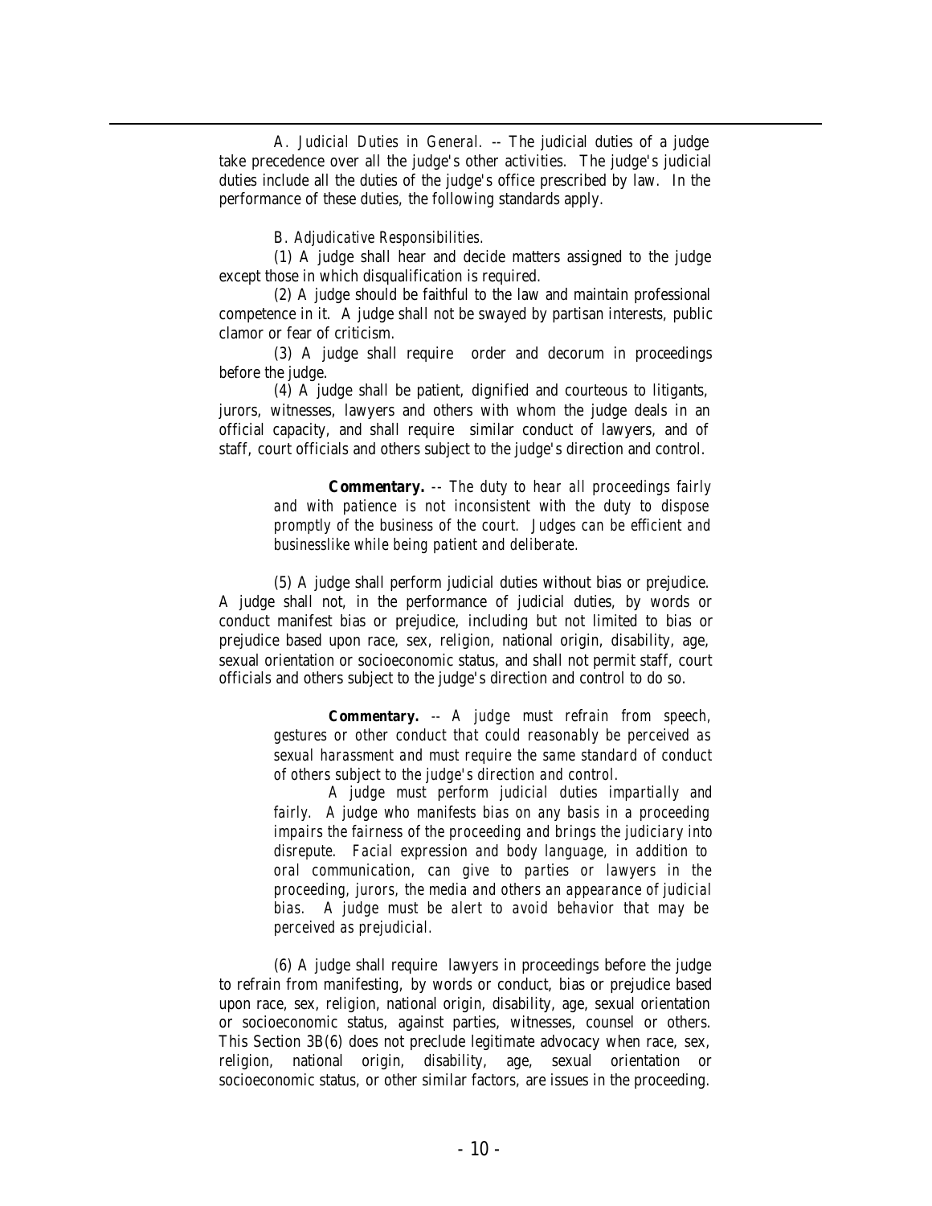*A. Judicial Duties in General.* -- The judicial duties of a judge take precedence over all the judge's other activities. The judge's judicial duties include all the duties of the judge's office prescribed by law. In the performance of these duties, the following standards apply.

*B. Adjudicative Responsibilities.*

(1) A judge shall hear and decide matters assigned to the judge except those in which disqualification is required.

(2) A judge should be faithful to the law and maintain professional competence in it. A judge shall not be swayed by partisan interests, public clamor or fear of criticism.

(3) A judge shall require order and decorum in proceedings before the judge.

(4) A judge shall be patient, dignified and courteous to litigants, jurors, witnesses, lawyers and others with whom the judge deals in an official capacity, and shall require similar conduct of lawyers, and of staff, court officials and others subject to the judge's direction and control.

> ***Commentary.*** *-- The duty to hear all proceedings fairly and with patience is not inconsistent with the duty to dispose promptly of the business of the court. Judges can be efficient and businesslike while being patient and deliberate.*

(5) A judge shall perform judicial duties without bias or prejudice. A judge shall not, in the performance of judicial duties, by words or conduct manifest bias or prejudice, including but not limited to bias or prejudice based upon race, sex, religion, national origin, disability, age, sexual orientation or socioeconomic status, and shall not permit staff, court officials and others subject to the judge's direction and control to do so.

> ***Commentary.*** *-- A judge must refrain from speech, gestures or other conduct that could reasonably be perceived as sexual harassment and must require the same standard of conduct of others subject to the judge's direction and control.*
>
> *A judge must perform judicial duties impartially and fairly. A judge who manifests bias on any basis in a proceeding impairs the fairness of the proceeding and brings the judiciary into disrepute. Facial expression and body language, in addition to oral communication, can give to parties or lawyers in the proceeding, jurors, the media and others an appearance of judicial bias. A judge must be alert to avoid behavior that may be perceived as prejudicial.*

(6) A judge shall require lawyers in proceedings before the judge to refrain from manifesting, by words or conduct, bias or prejudice based upon race, sex, religion, national origin, disability, age, sexual orientation or socioeconomic status, against parties, witnesses, counsel or others. This Section 3B(6) does not preclude legitimate advocacy when race, sex, religion, national origin, disability, age, sexual orientation or socioeconomic status, or other similar factors, are issues in the proceeding.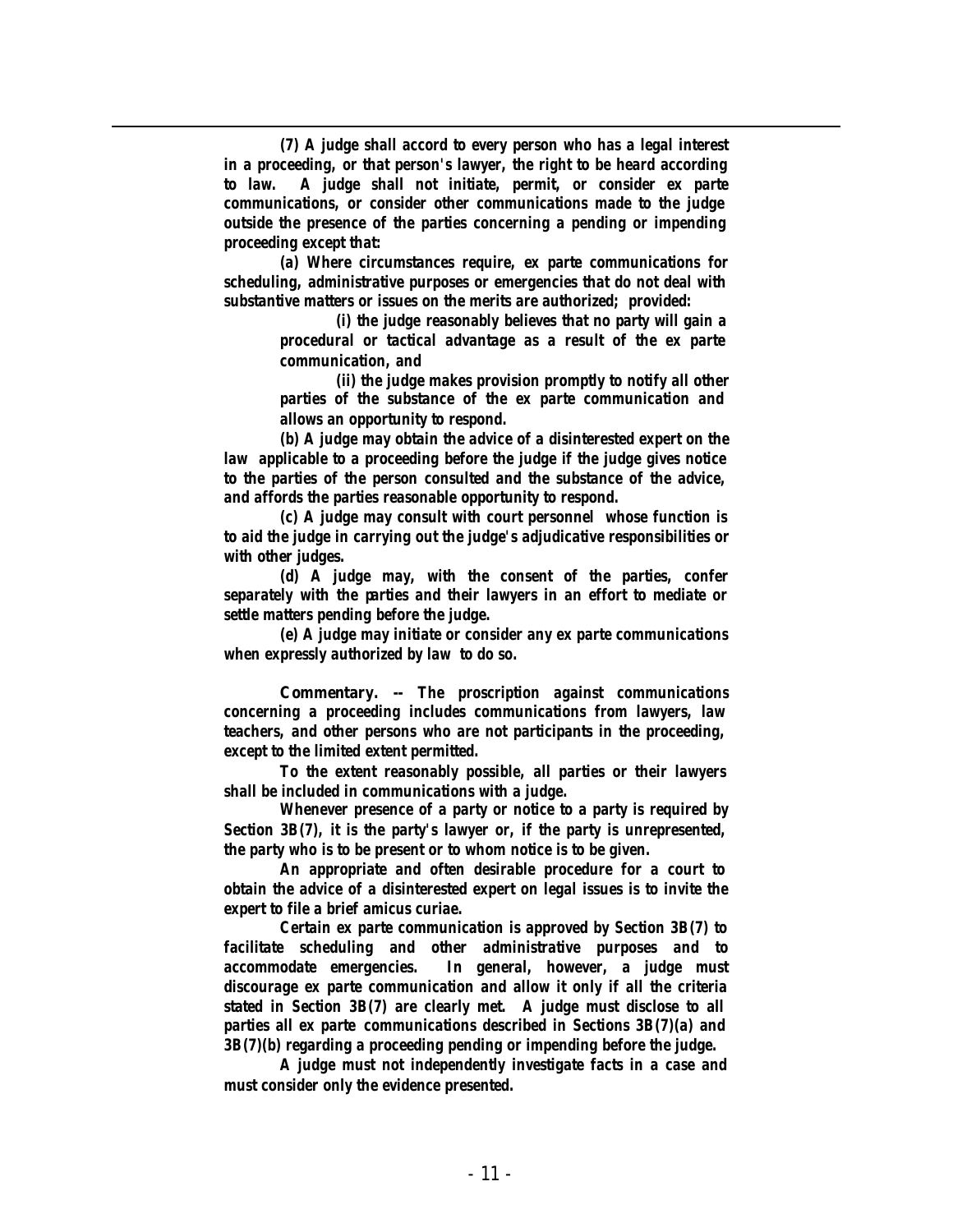**(7) A judge shall accord to every person who has a legal interest in a proceeding, or that person's lawyer, the right to be heard according to law. A judge shall not initiate, permit, or consider ex parte communications, or consider other communications made to the judge outside the presence of the parties concerning a pending or impending proceeding except that:**

**(a) Where circumstances require, ex parte communications for scheduling, administrative purposes or emergencies that do not deal with substantive matters or issues on the merits are authorized; provided:**

**(i) the judge reasonably believes that no party will gain a procedural or tactical advantage as a result of the ex parte communication, and**

**(ii) the judge makes provision promptly to notify all other parties of the substance of the ex parte communication and allows an opportunity to respond.**

**(b) A judge may obtain the advice of a disinterested expert on the law applicable to a proceeding before the judge if the judge gives notice to the parties of the person consulted and the substance of the advice, and affords the parties reasonable opportunity to respond.**

**(c) A judge may consult with court personnel whose function is to aid the judge in carrying out the judge's adjudicative responsibilities or with other judges.**

**(d) A judge may, with the consent of the parties, confer separately with the parties and their lawyers in an effort to mediate or settle matters pending before the judge.**

**(e) A judge may initiate or consider any ex parte communications when expressly authorized by law to do so.**

**Commentary. -- The proscription against communications concerning a proceeding includes communications from lawyers, law teachers, and other persons who are not participants in the proceeding, except to the limited extent permitted.**

**To the extent reasonably possible, all parties or their lawyers shall be included in communications with a judge.**

**Whenever presence of a party or notice to a party is required by Section 3B(7), it is the party's lawyer or, if the party is unrepresented, the party who is to be present or to whom notice is to be given.**

**An appropriate and often desirable procedure for a court to obtain the advice of a disinterested expert on legal issues is to invite the expert to file a brief amicus curiae.**

**Certain ex parte communication is approved by Section 3B(7) to facilitate scheduling and other administrative purposes and to accommodate emergencies. In general, however, a judge must discourage ex parte communication and allow it only if all the criteria stated in Section 3B(7) are clearly met. A judge must disclose to all parties all ex parte communications described in Sections 3B(7)(a) and 3B(7)(b) regarding a proceeding pending or impending before the judge.**

**A judge must not independently investigate facts in a case and must consider only the evidence presented.**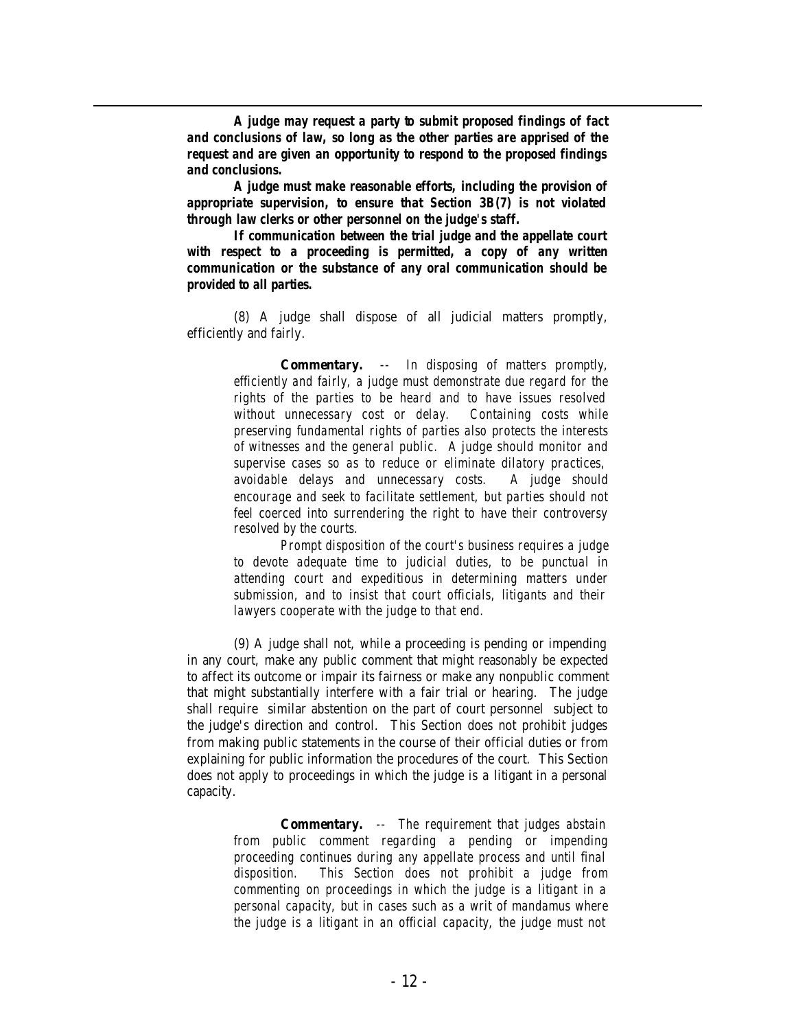***A judge may request a party to submit proposed findings of fact and conclusions of law, so long as the other parties are apprised of the request and are given an opportunity to respond to the proposed findings and conclusions.***

***A judge must make reasonable efforts, including the provision of appropriate supervision, to ensure that Section 3B(7) is not violated through law clerks or other personnel on the judge's staff.***

***If communication between the trial judge and the appellate court with respect to a proceeding is permitted, a copy of any written communication or the substance of any oral communication should be provided to all parties.***

(8) A judge shall dispose of all judicial matters promptly, efficiently and fairly.

> ***Commentary.*** *-- In disposing of matters promptly, efficiently and fairly, a judge must demonstrate due regard for the rights of the parties to be heard and to have issues resolved without unnecessary cost or delay. Containing costs while preserving fundamental rights of parties also protects the interests of witnesses and the general public. A judge should monitor and supervise cases so as to reduce or eliminate dilatory practices, avoidable delays and unnecessary costs. A judge should encourage and seek to facilitate settlement, but parties should not feel coerced into surrendering the right to have their controversy resolved by the courts.*
>
> *Prompt disposition of the court's business requires a judge to devote adequate time to judicial duties, to be punctual in attending court and expeditious in determining matters under submission, and to insist that court officials, litigants and their lawyers cooperate with the judge to that end.*

(9) A judge shall not, while a proceeding is pending or impending in any court, make any public comment that might reasonably be expected to affect its outcome or impair its fairness or make any nonpublic comment that might substantially interfere with a fair trial or hearing. The judge shall require similar abstention on the part of court personnel subject to the judge's direction and control. This Section does not prohibit judges from making public statements in the course of their official duties or from explaining for public information the procedures of the court. This Section does not apply to proceedings in which the judge is a litigant in a personal capacity.

> ***Commentary.*** *-- The requirement that judges abstain from public comment regarding a pending or impending proceeding continues during any appellate process and until final disposition. This Section does not prohibit a judge from commenting on proceedings in which the judge is a litigant in a personal capacity, but in cases such as a writ of mandamus where the judge is a litigant in an official capacity, the judge must not*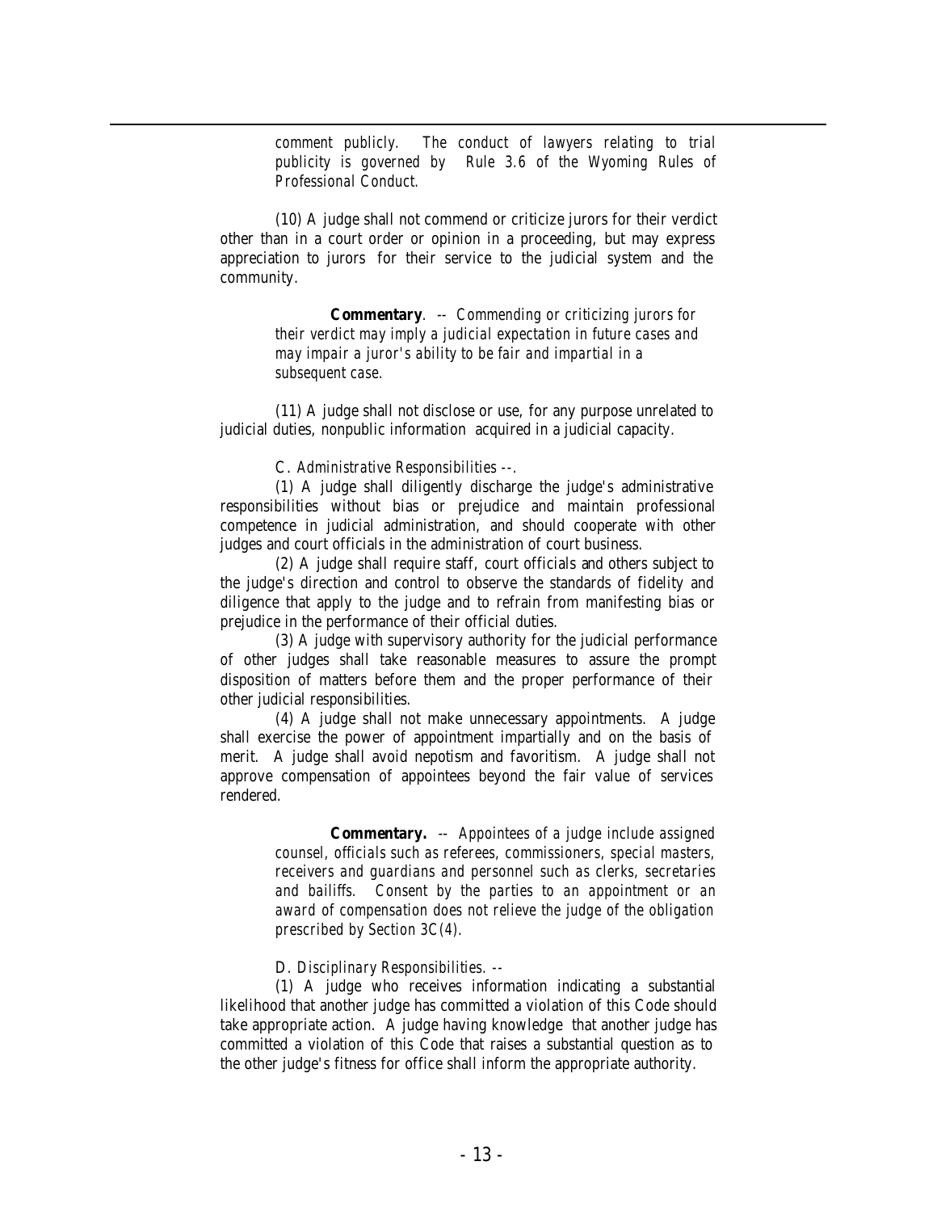*comment publicly. The conduct of lawyers relating to trial publicity is governed by Rule 3.6 of the Wyoming Rules of Professional Conduct.*

(10) A judge shall not commend or criticize jurors for their verdict other than in a court order or opinion in a proceeding, but may express appreciation to jurors for their service to the judicial system and the community.

> **Commentary**. -- *Commending or criticizing jurors for their verdict may imply a judicial expectation in future cases and may impair a juror's ability to be fair and impartial in a subsequent case.*

(11) A judge shall not disclose or use, for any purpose unrelated to judicial duties, nonpublic information acquired in a judicial capacity.

C. *Administrative Responsibilities --.*

(1) A judge shall diligently discharge the judge's administrative responsibilities without bias or prejudice and maintain professional competence in judicial administration, and should cooperate with other judges and court officials in the administration of court business.

(2) A judge shall require staff, court officials and others subject to the judge's direction and control to observe the standards of fidelity and diligence that apply to the judge and to refrain from manifesting bias or prejudice in the performance of their official duties.

(3) A judge with supervisory authority for the judicial performance of other judges shall take reasonable measures to assure the prompt disposition of matters before them and the proper performance of their other judicial responsibilities.

(4) A judge shall not make unnecessary appointments. A judge shall exercise the power of appointment impartially and on the basis of merit. A judge shall avoid nepotism and favoritism. A judge shall not approve compensation of appointees beyond the fair value of services rendered.

> **Commentary.** -- *Appointees of a judge include assigned counsel, officials such as referees, commissioners, special masters, receivers and guardians and personnel such as clerks, secretaries and bailiffs. Consent by the parties to an appointment or an award of compensation does not relieve the judge of the obligation prescribed by Section 3C(4).*

D. *Disciplinary Responsibilities. --*

(1) A judge who receives information indicating a substantial likelihood that another judge has committed a violation of this Code should take appropriate action. A judge having knowledge that another judge has committed a violation of this Code that raises a substantial question as to the other judge's fitness for office shall inform the appropriate authority.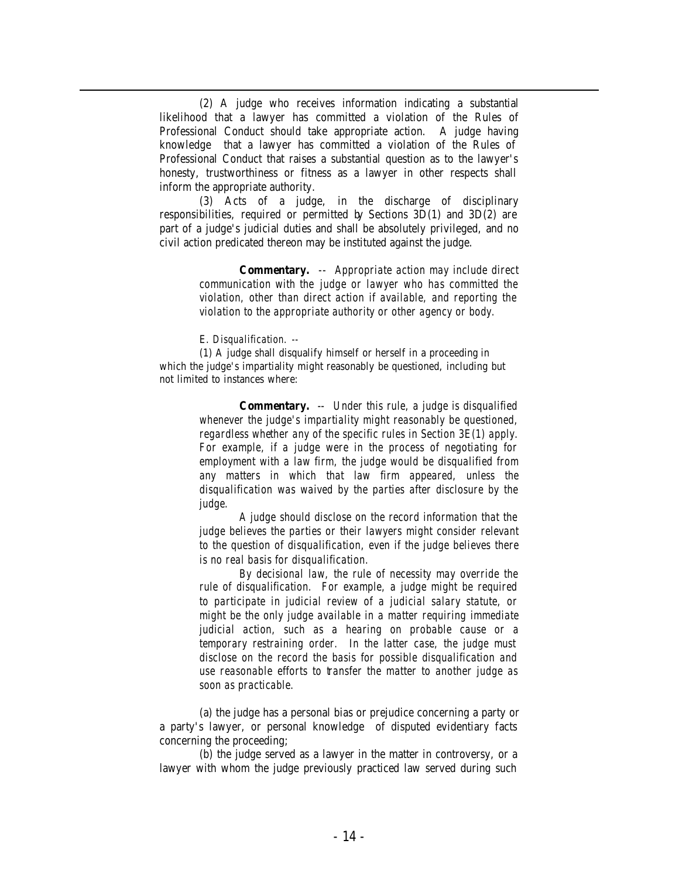(2) A judge who receives information indicating a substantial likelihood that a lawyer has committed a violation of the Rules of Professional Conduct should take appropriate action. A judge having knowledge that a lawyer has committed a violation of the Rules of Professional Conduct that raises a substantial question as to the lawyer's honesty, trustworthiness or fitness as a lawyer in other respects shall inform the appropriate authority.

(3) Acts of a judge, in the discharge of disciplinary responsibilities, required or permitted by Sections 3D(1) and 3D(2) are part of a judge's judicial duties and shall be absolutely privileged, and no civil action predicated thereon may be instituted against the judge.

> ***Commentary.*** -- *Appropriate action may include direct communication with the judge or lawyer who has committed the violation, other than direct action if available, and reporting the violation to the appropriate authority or other agency or body.*

E. *Disqualification.* --

(1) A judge shall disqualify himself or herself in a proceeding in which the judge's impartiality might reasonably be questioned, including but not limited to instances where:

> ***Commentary.*** -- *Under this rule, a judge is disqualified whenever the judge's impartiality might reasonably be questioned, regardless whether any of the specific rules in Section 3E(1) apply. For example, if a judge were in the process of negotiating for employment with a law firm, the judge would be disqualified from any matters in which that law firm appeared, unless the disqualification was waived by the parties after disclosure by the judge.*
>
> *A judge should disclose on the record information that the judge believes the parties or their lawyers might consider relevant to the question of disqualification, even if the judge believes there is no real basis for disqualification.*
>
> *By decisional law, the rule of necessity may override the rule of disqualification. For example, a judge might be required to participate in judicial review of a judicial salary statute, or might be the only judge available in a matter requiring immediate judicial action, such as a hearing on probable cause or a temporary restraining order. In the latter case, the judge must disclose on the record the basis for possible disqualification and use reasonable efforts to transfer the matter to another judge as soon as practicable.*

(a) the judge has a personal bias or prejudice concerning a party or a party's lawyer, or personal knowledge of disputed evidentiary facts concerning the proceeding;

(b) the judge served as a lawyer in the matter in controversy, or a lawyer with whom the judge previously practiced law served during such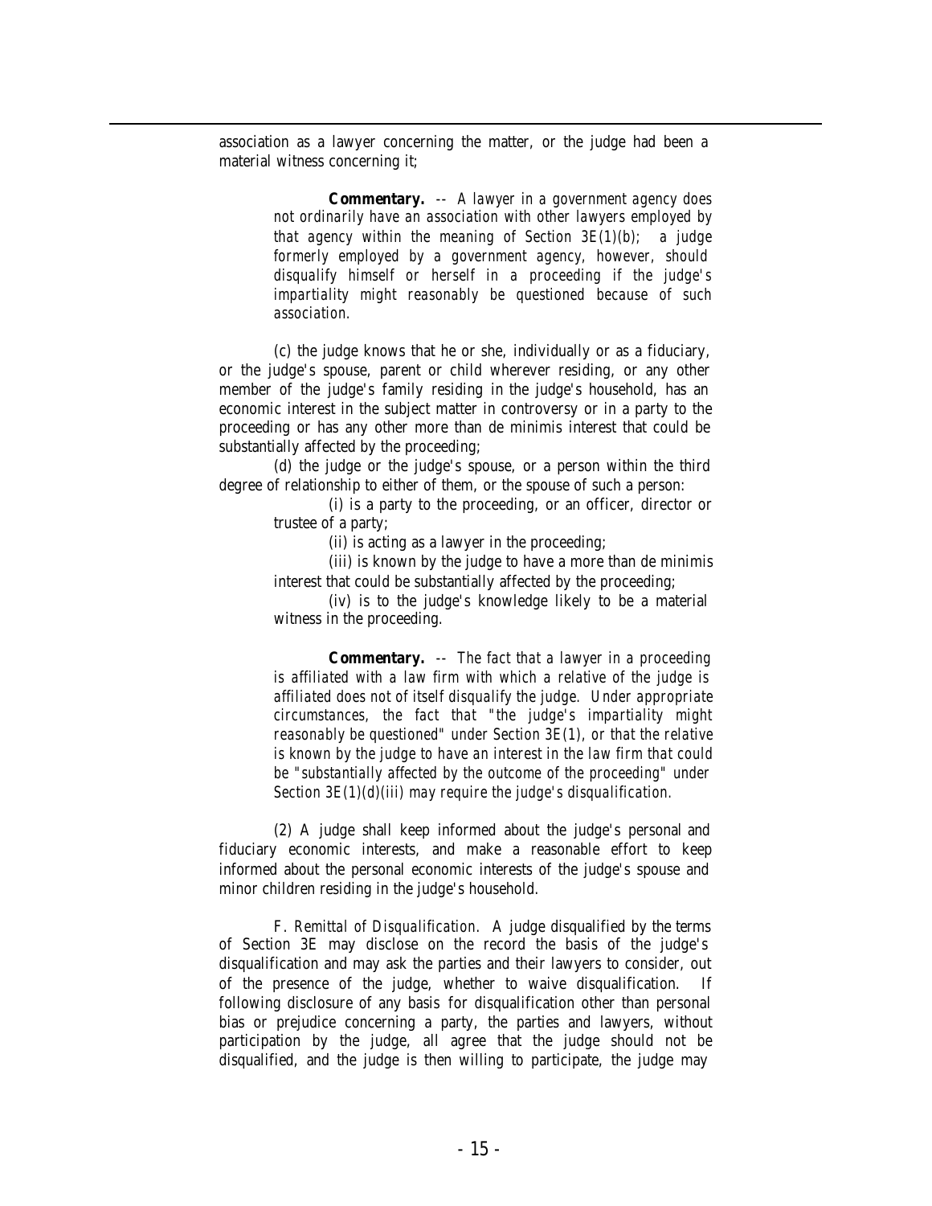association as a lawyer concerning the matter, or the judge had been a material witness concerning it;

> **Commentary.** -- *A lawyer in a government agency does not ordinarily have an association with other lawyers employed by that agency within the meaning of Section 3E(1)(b); a judge formerly employed by a government agency, however, should disqualify himself or herself in a proceeding if the judge's impartiality might reasonably be questioned because of such association.*

(c) the judge knows that he or she, individually or as a fiduciary, or the judge's spouse, parent or child wherever residing, or any other member of the judge's family residing in the judge's household, has an economic interest in the subject matter in controversy or in a party to the proceeding or has any other more than de minimis interest that could be substantially affected by the proceeding;

(d) the judge or the judge's spouse, or a person within the third degree of relationship to either of them, or the spouse of such a person:

(i) is a party to the proceeding, or an officer, director or trustee of a party;

(ii) is acting as a lawyer in the proceeding;

(iii) is known by the judge to have a more than de minimis interest that could be substantially affected by the proceeding;

(iv) is to the judge's knowledge likely to be a material witness in the proceeding.

> **Commentary.** -- *The fact that a lawyer in a proceeding is affiliated with a law firm with which a relative of the judge is affiliated does not of itself disqualify the judge. Under appropriate circumstances, the fact that "the judge's impartiality might reasonably be questioned" under Section 3E(1), or that the relative is known by the judge to have an interest in the law firm that could be "substantially affected by the outcome of the proceeding" under Section 3E(1)(d)(iii) may require the judge's disqualification.*

(2) A judge shall keep informed about the judge's personal and fiduciary economic interests, and make a reasonable effort to keep informed about the personal economic interests of the judge's spouse and minor children residing in the judge's household.

F. *Remittal of Disqualification.* A judge disqualified by the terms of Section 3E may disclose on the record the basis of the judge's disqualification and may ask the parties and their lawyers to consider, out of the presence of the judge, whether to waive disqualification. If following disclosure of any basis for disqualification other than personal bias or prejudice concerning a party, the parties and lawyers, without participation by the judge, all agree that the judge should not be disqualified, and the judge is then willing to participate, the judge may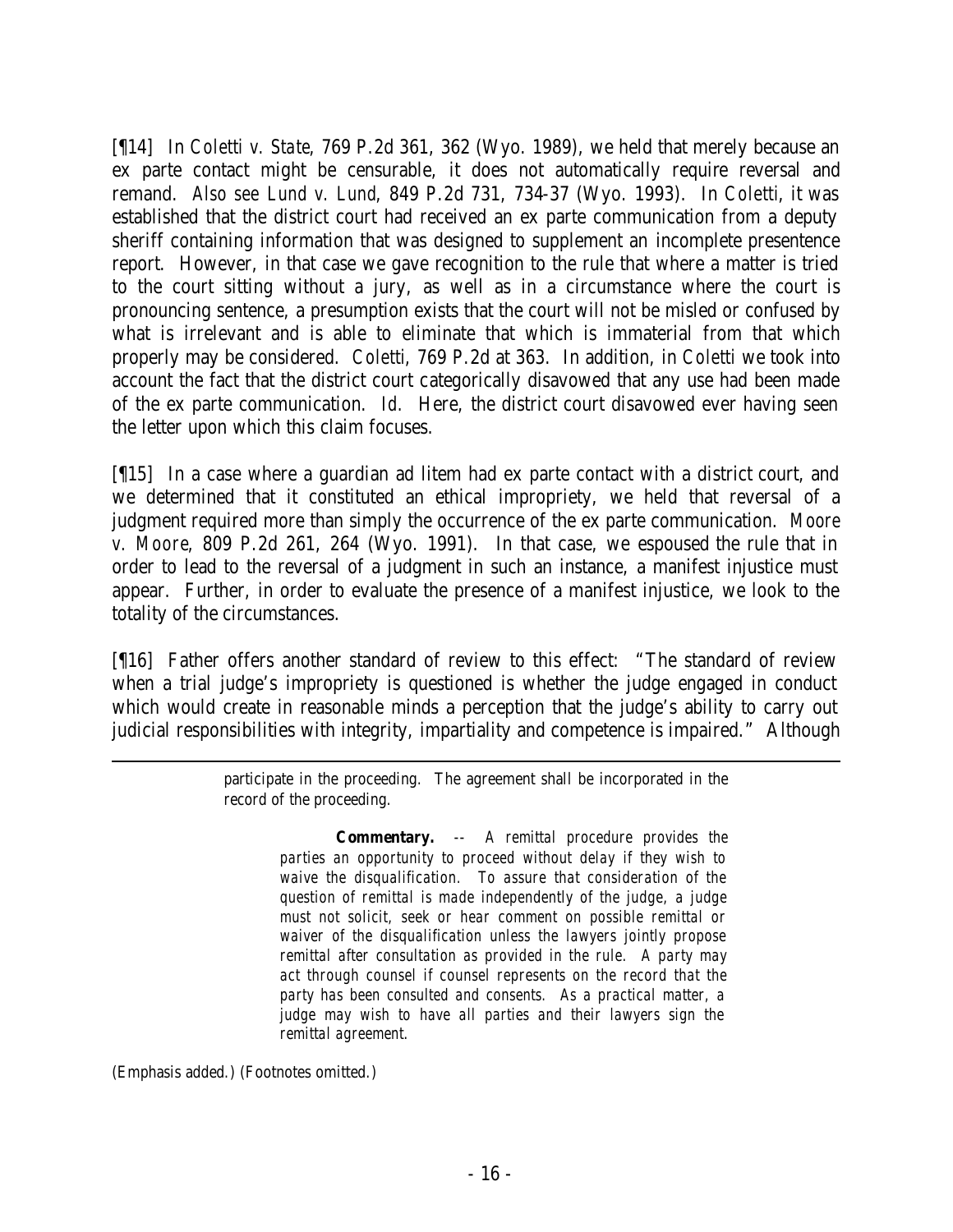[¶14] In *Coletti v. State*, 769 P.2d 361, 362 (Wyo. 1989), we held that merely because an ex parte contact might be censurable, it does not automatically require reversal and remand. *Also see Lund v. Lund*, 849 P.2d 731, 734-37 (Wyo. 1993). In *Coletti*, it was established that the district court had received an ex parte communication from a deputy sheriff containing information that was designed to supplement an incomplete presentence report. However, in that case we gave recognition to the rule that where a matter is tried to the court sitting without a jury, as well as in a circumstance where the court is pronouncing sentence, a presumption exists that the court will not be misled or confused by what is irrelevant and is able to eliminate that which is immaterial from that which properly may be considered. *Coletti*, 769 P.2d at 363. In addition, in *Coletti* we took into account the fact that the district court categorically disavowed that any use had been made of the ex parte communication. *Id.* Here, the district court disavowed ever having seen the letter upon which this claim focuses.

[¶15] In a case where a guardian ad litem had ex parte contact with a district court, and we determined that it constituted an ethical impropriety, we held that reversal of a judgment required more than simply the occurrence of the ex parte communication. *Moore v. Moore*, 809 P.2d 261, 264 (Wyo. 1991). In that case, we espoused the rule that in order to lead to the reversal of a judgment in such an instance, a manifest injustice must appear. Further, in order to evaluate the presence of a manifest injustice, we look to the totality of the circumstances.

[¶16] Father offers another standard of review to this effect: "The standard of review when a trial judge's impropriety is questioned is whether the judge engaged in conduct which would create in reasonable minds a perception that the judge's ability to carry out judicial responsibilities with integrity, impartiality and competence is impaired." Although

---

> participate in the proceeding. The agreement shall be incorporated in the record of the proceeding.
>
> > **Commentary.** -- *A remittal procedure provides the parties an opportunity to proceed without delay if they wish to waive the disqualification. To assure that consideration of the question of remittal is made independently of the judge, a judge must not solicit, seek or hear comment on possible remittal or waiver of the disqualification unless the lawyers jointly propose remittal after consultation as provided in the rule. A party may act through counsel if counsel represents on the record that the party has been consulted and consents. As a practical matter, a judge may wish to have all parties and their lawyers sign the remittal agreement.*

(Emphasis added.) (Footnotes omitted.)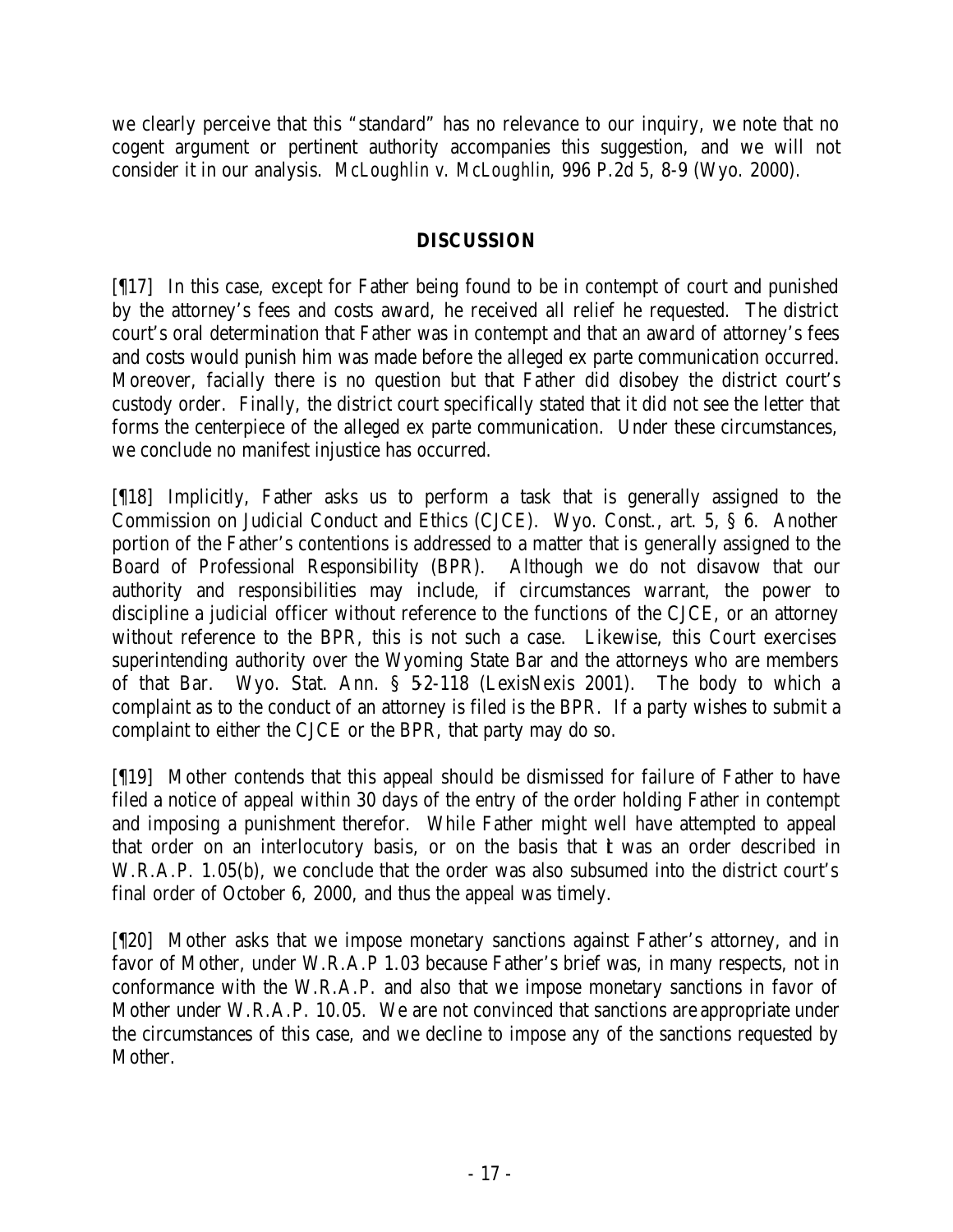we clearly perceive that this "standard" has no relevance to our inquiry, we note that no cogent argument or pertinent authority accompanies this suggestion, and we will not consider it in our analysis. *McLoughlin v. McLoughlin*, 996 P.2d 5, 8-9 (Wyo. 2000).

## DISCUSSION

[¶17] In this case, except for Father being found to be in contempt of court and punished by the attorney's fees and costs award, he received all relief he requested. The district court's oral determination that Father was in contempt and that an award of attorney's fees and costs would punish him was made before the alleged ex parte communication occurred. Moreover, facially there is no question but that Father did disobey the district court's custody order. Finally, the district court specifically stated that it did not see the letter that forms the centerpiece of the alleged ex parte communication. Under these circumstances, we conclude no manifest injustice has occurred.

[¶18] Implicitly, Father asks us to perform a task that is generally assigned to the Commission on Judicial Conduct and Ethics (CJCE). Wyo. Const., art. 5, § 6. Another portion of the Father's contentions is addressed to a matter that is generally assigned to the Board of Professional Responsibility (BPR). Although we do not disavow that our authority and responsibilities may include, if circumstances warrant, the power to discipline a judicial officer without reference to the functions of the CJCE, or an attorney without reference to the BPR, this is not such a case. Likewise, this Court exercises superintending authority over the Wyoming State Bar and the attorneys who are members of that Bar. Wyo. Stat. Ann. § 5-2-118 (LexisNexis 2001). The body to which a complaint as to the conduct of an attorney is filed is the BPR. If a party wishes to submit a complaint to either the CJCE or the BPR, that party may do so.

[¶19] Mother contends that this appeal should be dismissed for failure of Father to have filed a notice of appeal within 30 days of the entry of the order holding Father in contempt and imposing a punishment therefor. While Father might well have attempted to appeal that order on an interlocutory basis, or on the basis that it was an order described in W.R.A.P. 1.05(b), we conclude that the order was also subsumed into the district court's final order of October 6, 2000, and thus the appeal was timely.

[¶20] Mother asks that we impose monetary sanctions against Father's attorney, and in favor of Mother, under W.R.A.P 1.03 because Father's brief was, in many respects, not in conformance with the W.R.A.P. and also that we impose monetary sanctions in favor of Mother under W.R.A.P. 10.05. We are not convinced that sanctions are appropriate under the circumstances of this case, and we decline to impose any of the sanctions requested by Mother.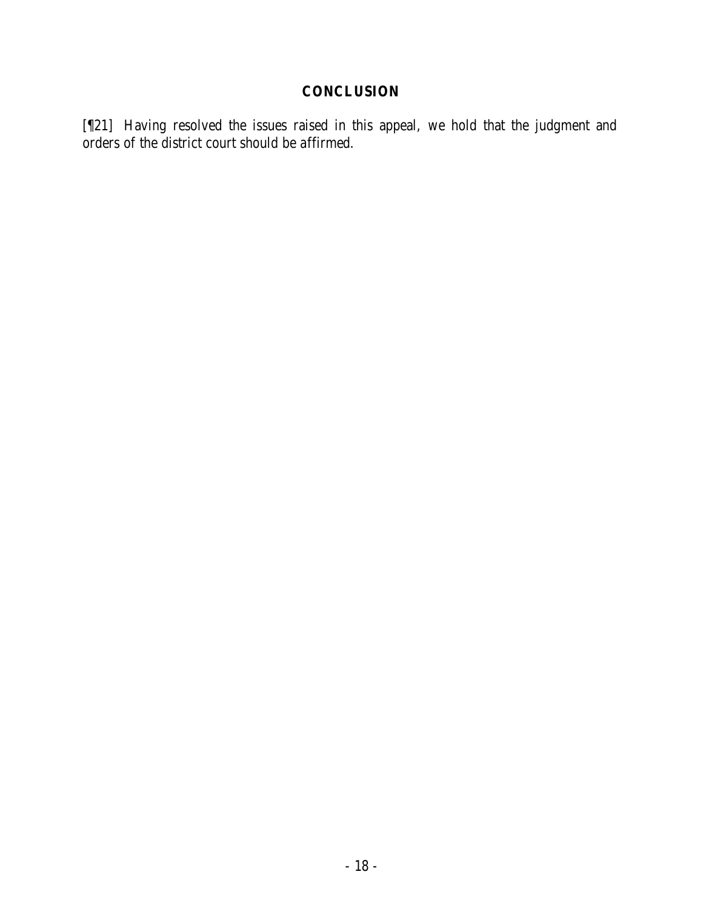## CONCLUSION

[¶21] Having resolved the issues raised in this appeal, we hold that the judgment and orders of the district court should be affirmed.